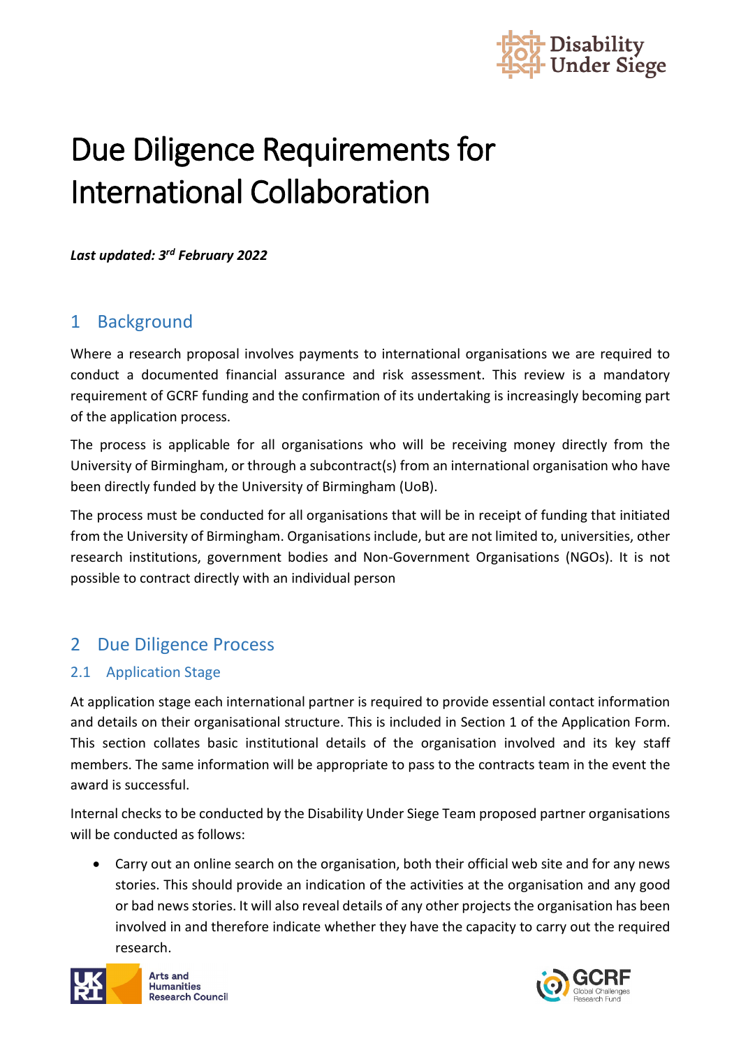# Due Diligence Requirements for International Collaboration

***Last updated: 3rd February 2022***

## 1 Background

Where a research proposal involves payments to international organisations we are required to conduct a documented financial assurance and risk assessment. This review is a mandatory requirement of GCRF funding and the confirmation of its undertaking is increasingly becoming part of the application process.

The process is applicable for all organisations who will be receiving money directly from the University of Birmingham, or through a subcontract(s) from an international organisation who have been directly funded by the University of Birmingham (UoB).

The process must be conducted for all organisations that will be in receipt of funding that initiated from the University of Birmingham. Organisations include, but are not limited to, universities, other research institutions, government bodies and Non-Government Organisations (NGOs). It is not possible to contract directly with an individual person

## 2 Due Diligence Process

### 2.1 Application Stage

At application stage each international partner is required to provide essential contact information and details on their organisational structure. This is included in Section 1 of the Application Form. This section collates basic institutional details of the organisation involved and its key staff members. The same information will be appropriate to pass to the contracts team in the event the award is successful.

Internal checks to be conducted by the Disability Under Siege Team proposed partner organisations will be conducted as follows:

- Carry out an online search on the organisation, both their official web site and for any news stories. This should provide an indication of the activities at the organisation and any good or bad news stories. It will also reveal details of any other projects the organisation has been involved in and therefore indicate whether they have the capacity to carry out the required research.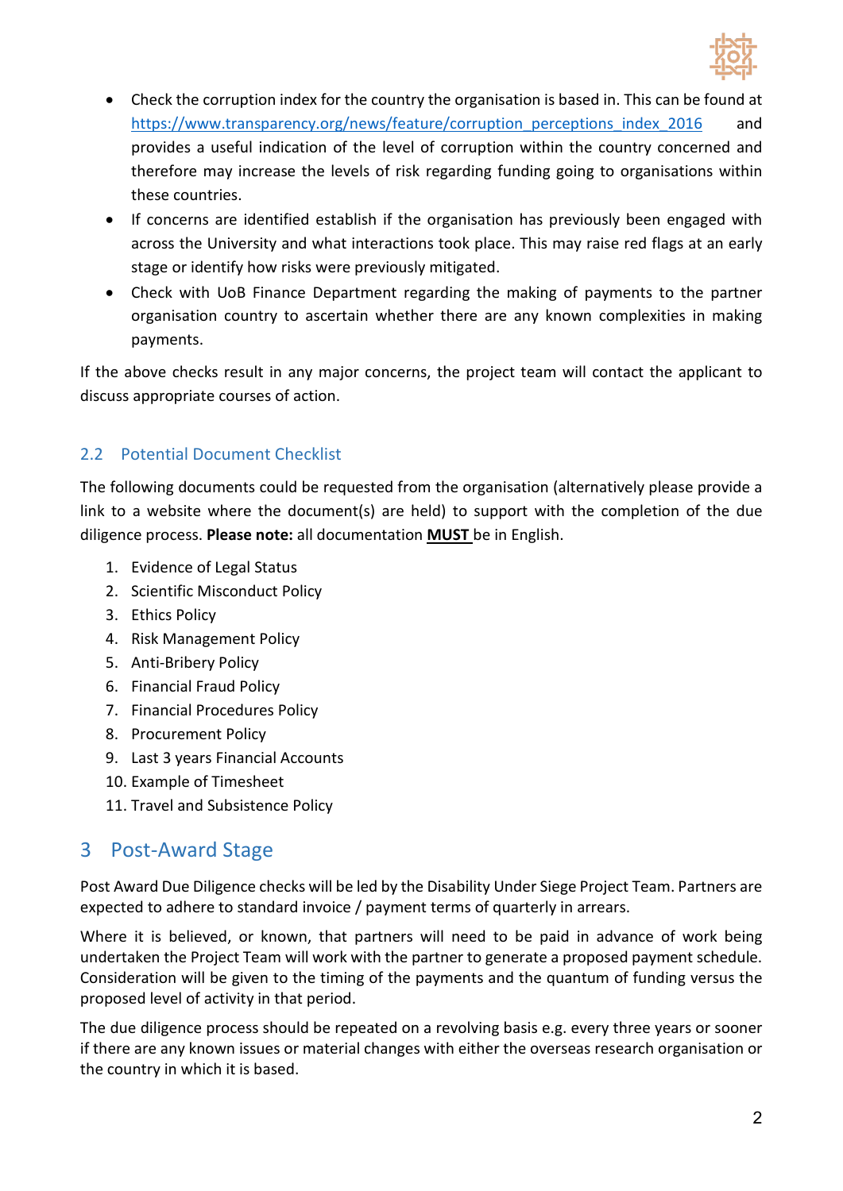- Check the corruption index for the country the organisation is based in. This can be found at https://www.transparency.org/news/feature/corruption_perceptions_index_2016 and provides a useful indication of the level of corruption within the country concerned and therefore may increase the levels of risk regarding funding going to organisations within these countries.
- If concerns are identified establish if the organisation has previously been engaged with across the University and what interactions took place. This may raise red flags at an early stage or identify how risks were previously mitigated.
- Check with UoB Finance Department regarding the making of payments to the partner organisation country to ascertain whether there are any known complexities in making payments.

If the above checks result in any major concerns, the project team will contact the applicant to discuss appropriate courses of action.

## 2.2 Potential Document Checklist

The following documents could be requested from the organisation (alternatively please provide a link to a website where the document(s) are held) to support with the completion of the due diligence process. **Please note:** all documentation **MUST** be in English.

1. Evidence of Legal Status
2. Scientific Misconduct Policy
3. Ethics Policy
4. Risk Management Policy
5. Anti-Bribery Policy
6. Financial Fraud Policy
7. Financial Procedures Policy
8. Procurement Policy
9. Last 3 years Financial Accounts
10. Example of Timesheet
11. Travel and Subsistence Policy

# 3 Post-Award Stage

Post Award Due Diligence checks will be led by the Disability Under Siege Project Team. Partners are expected to adhere to standard invoice / payment terms of quarterly in arrears.

Where it is believed, or known, that partners will need to be paid in advance of work being undertaken the Project Team will work with the partner to generate a proposed payment schedule. Consideration will be given to the timing of the payments and the quantum of funding versus the proposed level of activity in that period.

The due diligence process should be repeated on a revolving basis e.g. every three years or sooner if there are any known issues or material changes with either the overseas research organisation or the country in which it is based.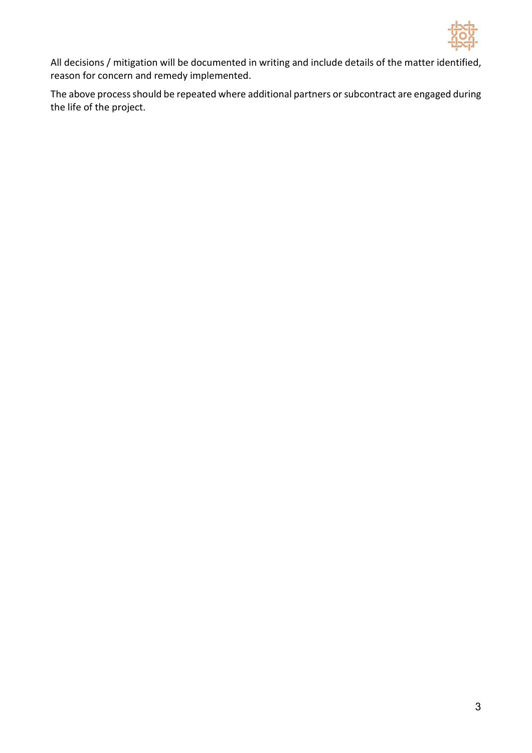All decisions / mitigation will be documented in writing and include details of the matter identified, reason for concern and remedy implemented.

The above process should be repeated where additional partners or subcontract are engaged during the life of the project.